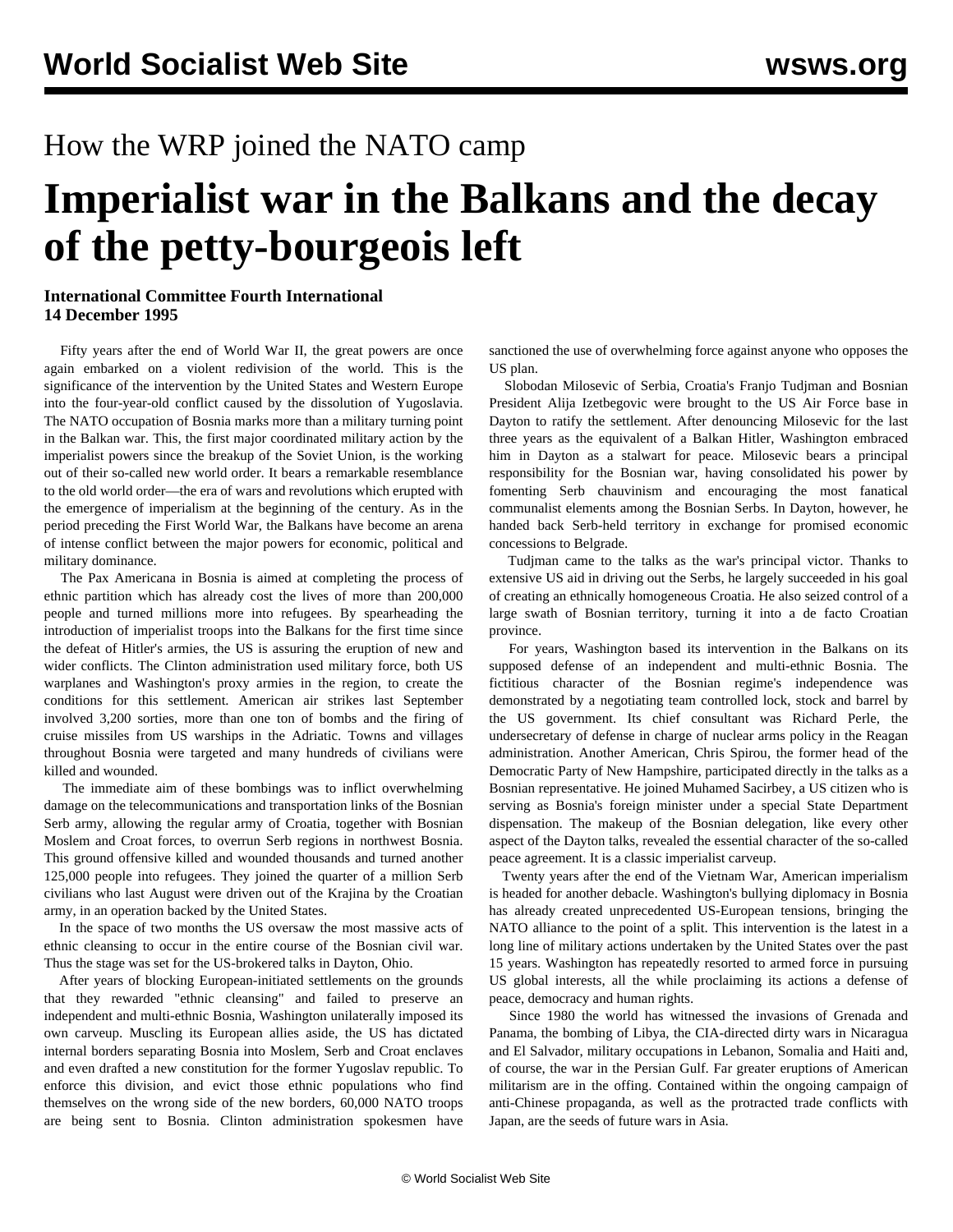How the WRP joined the NATO camp

# Imperialist war in the Balkans and the decay of the petty-bourgeois left

**International Committee Fourth International**
**14 December 1995**

Fifty years after the end of World War II, the great powers are once again embarked on a violent redivision of the world. This is the significance of the intervention by the United States and Western Europe into the four-year-old conflict caused by the dissolution of Yugoslavia. The NATO occupation of Bosnia marks more than a military turning point in the Balkan war. This, the first major coordinated military action by the imperialist powers since the breakup of the Soviet Union, is the working out of their so-called new world order. It bears a remarkable resemblance to the old world order—the era of wars and revolutions which erupted with the emergence of imperialism at the beginning of the century. As in the period preceding the First World War, the Balkans have become an arena of intense conflict between the major powers for economic, political and military dominance.

The Pax Americana in Bosnia is aimed at completing the process of ethnic partition which has already cost the lives of more than 200,000 people and turned millions more into refugees. By spearheading the introduction of imperialist troops into the Balkans for the first time since the defeat of Hitler's armies, the US is assuring the eruption of new and wider conflicts. The Clinton administration used military force, both US warplanes and Washington's proxy armies in the region, to create the conditions for this settlement. American air strikes last September involved 3,200 sorties, more than one ton of bombs and the firing of cruise missiles from US warships in the Adriatic. Towns and villages throughout Bosnia were targeted and many hundreds of civilians were killed and wounded.

The immediate aim of these bombings was to inflict overwhelming damage on the telecommunications and transportation links of the Bosnian Serb army, allowing the regular army of Croatia, together with Bosnian Moslem and Croat forces, to overrun Serb regions in northwest Bosnia. This ground offensive killed and wounded thousands and turned another 125,000 people into refugees. They joined the quarter of a million Serb civilians who last August were driven out of the Krajina by the Croatian army, in an operation backed by the United States.

In the space of two months the US oversaw the most massive acts of ethnic cleansing to occur in the entire course of the Bosnian civil war. Thus the stage was set for the US-brokered talks in Dayton, Ohio.

After years of blocking European-initiated settlements on the grounds that they rewarded "ethnic cleansing" and failed to preserve an independent and multi-ethnic Bosnia, Washington unilaterally imposed its own carveup. Muscling its European allies aside, the US has dictated internal borders separating Bosnia into Moslem, Serb and Croat enclaves and even drafted a new constitution for the former Yugoslav republic. To enforce this division, and evict those ethnic populations who find themselves on the wrong side of the new borders, 60,000 NATO troops are being sent to Bosnia. Clinton administration spokesmen have sanctioned the use of overwhelming force against anyone who opposes the US plan.

Slobodan Milosevic of Serbia, Croatia's Franjo Tudjman and Bosnian President Alija Izetbegovic were brought to the US Air Force base in Dayton to ratify the settlement. After denouncing Milosevic for the last three years as the equivalent of a Balkan Hitler, Washington embraced him in Dayton as a stalwart for peace. Milosevic bears a principal responsibility for the Bosnian war, having consolidated his power by fomenting Serb chauvinism and encouraging the most fanatical communalist elements among the Bosnian Serbs. In Dayton, however, he handed back Serb-held territory in exchange for promised economic concessions to Belgrade.

Tudjman came to the talks as the war's principal victor. Thanks to extensive US aid in driving out the Serbs, he largely succeeded in his goal of creating an ethnically homogeneous Croatia. He also seized control of a large swath of Bosnian territory, turning it into a de facto Croatian province.

For years, Washington based its intervention in the Balkans on its supposed defense of an independent and multi-ethnic Bosnia. The fictitious character of the Bosnian regime's independence was demonstrated by a negotiating team controlled lock, stock and barrel by the US government. Its chief consultant was Richard Perle, the undersecretary of defense in charge of nuclear arms policy in the Reagan administration. Another American, Chris Spirou, the former head of the Democratic Party of New Hampshire, participated directly in the talks as a Bosnian representative. He joined Muhamed Sacirbey, a US citizen who is serving as Bosnia's foreign minister under a special State Department dispensation. The makeup of the Bosnian delegation, like every other aspect of the Dayton talks, revealed the essential character of the so-called peace agreement. It is a classic imperialist carveup.

Twenty years after the end of the Vietnam War, American imperialism is headed for another debacle. Washington's bullying diplomacy in Bosnia has already created unprecedented US-European tensions, bringing the NATO alliance to the point of a split. This intervention is the latest in a long line of military actions undertaken by the United States over the past 15 years. Washington has repeatedly resorted to armed force in pursuing US global interests, all the while proclaiming its actions a defense of peace, democracy and human rights.

Since 1980 the world has witnessed the invasions of Grenada and Panama, the bombing of Libya, the CIA-directed dirty wars in Nicaragua and El Salvador, military occupations in Lebanon, Somalia and Haiti and, of course, the war in the Persian Gulf. Far greater eruptions of American militarism are in the offing. Contained within the ongoing campaign of anti-Chinese propaganda, as well as the protracted trade conflicts with Japan, are the seeds of future wars in Asia.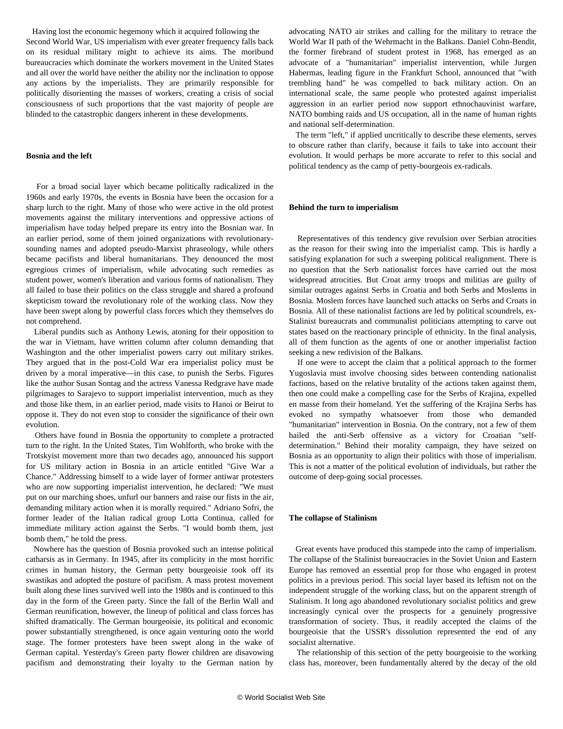Having lost the economic hegemony which it acquired following the Second World War, US imperialism with ever greater frequency falls back on its residual military might to achieve its aims. The moribund bureaucracies which dominate the workers movement in the United States and all over the world have neither the ability nor the inclination to oppose any actions by the imperialists. They are primarily responsible for politically disorienting the masses of workers, creating a crisis of social consciousness of such proportions that the vast majority of people are blinded to the catastrophic dangers inherent in these developments.

**Bosnia and the left**

For a broad social layer which became politically radicalized in the 1960s and early 1970s, the events in Bosnia have been the occasion for a sharp lurch to the right. Many of those who were active in the old protest movements against the military interventions and oppressive actions of imperialism have today helped prepare its entry into the Bosnian war. In an earlier period, some of them joined organizations with revolutionary-sounding names and adopted pseudo-Marxist phraseology, while others became pacifists and liberal humanitarians. They denounced the most egregious crimes of imperialism, while advocating such remedies as student power, women's liberation and various forms of nationalism. They all failed to base their politics on the class struggle and shared a profound skepticism toward the revolutionary role of the working class. Now they have been swept along by powerful class forces which they themselves do not comprehend.

Liberal pundits such as Anthony Lewis, atoning for their opposition to the war in Vietnam, have written column after column demanding that Washington and the other imperialist powers carry out military strikes. They argued that in the post-Cold War era imperialist policy must be driven by a moral imperative—in this case, to punish the Serbs. Figures like the author Susan Sontag and the actress Vanessa Redgrave have made pilgrimages to Sarajevo to support imperialist intervention, much as they and those like them, in an earlier period, made visits to Hanoi or Beirut to oppose it. They do not even stop to consider the significance of their own evolution.

Others have found in Bosnia the opportunity to complete a protracted turn to the right. In the United States, Tim Wohlforth, who broke with the Trotskyist movement more than two decades ago, announced his support for US military action in Bosnia in an article entitled "Give War a Chance." Addressing himself to a wide layer of former antiwar protesters who are now supporting imperialist intervention, he declared: "We must put on our marching shoes, unfurl our banners and raise our fists in the air, demanding military action when it is morally required." Adriano Sofri, the former leader of the Italian radical group Lotta Continua, called for immediate military action against the Serbs. "I would bomb them, just bomb them," he told the press.

Nowhere has the question of Bosnia provoked such an intense political catharsis as in Germany. In 1945, after its complicity in the most horrific crimes in human history, the German petty bourgeoisie took off its swastikas and adopted the posture of pacifism. A mass protest movement built along these lines survived well into the 1980s and is continued to this day in the form of the Green party. Since the fall of the Berlin Wall and German reunification, however, the lineup of political and class forces has shifted dramatically. The German bourgeoisie, its political and economic power substantially strengthened, is once again venturing onto the world stage. The former protesters have been swept along in the wake of German capital. Yesterday's Green party flower children are disavowing pacifism and demonstrating their loyalty to the German nation by advocating NATO air strikes and calling for the military to retrace the World War II path of the Wehrmacht in the Balkans. Daniel Cohn-Bendit, the former firebrand of student protest in 1968, has emerged as an advocate of a "humanitarian" imperialist intervention, while Jurgen Habermas, leading figure in the Frankfurt School, announced that "with trembling hand" he was compelled to back military action. On an international scale, the same people who protested against imperialist aggression in an earlier period now support ethnochauvinist warfare, NATO bombing raids and US occupation, all in the name of human rights and national self-determination.

The term "left," if applied uncritically to describe these elements, serves to obscure rather than clarify, because it fails to take into account their evolution. It would perhaps be more accurate to refer to this social and political tendency as the camp of petty-bourgeois ex-radicals.

**Behind the turn to imperialism**

Representatives of this tendency give revulsion over Serbian atrocities as the reason for their swing into the imperialist camp. This is hardly a satisfying explanation for such a sweeping political realignment. There is no question that the Serb nationalist forces have carried out the most widespread atrocities. But Croat army troops and militias are guilty of similar outrages against Serbs in Croatia and both Serbs and Moslems in Bosnia. Moslem forces have launched such attacks on Serbs and Croats in Bosnia. All of these nationalist factions are led by political scoundrels, ex-Stalinist bureaucrats and communalist politicians attempting to carve out states based on the reactionary principle of ethnicity. In the final analysis, all of them function as the agents of one or another imperialist faction seeking a new redivision of the Balkans.

If one were to accept the claim that a political approach to the former Yugoslavia must involve choosing sides between contending nationalist factions, based on the relative brutality of the actions taken against them, then one could make a compelling case for the Serbs of Krajina, expelled en masse from their homeland. Yet the suffering of the Krajina Serbs has evoked no sympathy whatsoever from those who demanded "humanitarian" intervention in Bosnia. On the contrary, not a few of them hailed the anti-Serb offensive as a victory for Croatian "self-determination." Behind their morality campaign, they have seized on Bosnia as an opportunity to align their politics with those of imperialism. This is not a matter of the political evolution of individuals, but rather the outcome of deep-going social processes.

**The collapse of Stalinism**

Great events have produced this stampede into the camp of imperialism. The collapse of the Stalinist bureaucracies in the Soviet Union and Eastern Europe has removed an essential prop for those who engaged in protest politics in a previous period. This social layer based its leftism not on the independent struggle of the working class, but on the apparent strength of Stalinism. It long ago abandoned revolutionary socialist politics and grew increasingly cynical over the prospects for a genuinely progressive transformation of society. Thus, it readily accepted the claims of the bourgeoisie that the USSR's dissolution represented the end of any socialist alternative.

The relationship of this section of the petty bourgeoisie to the working class has, moreover, been fundamentally altered by the decay of the old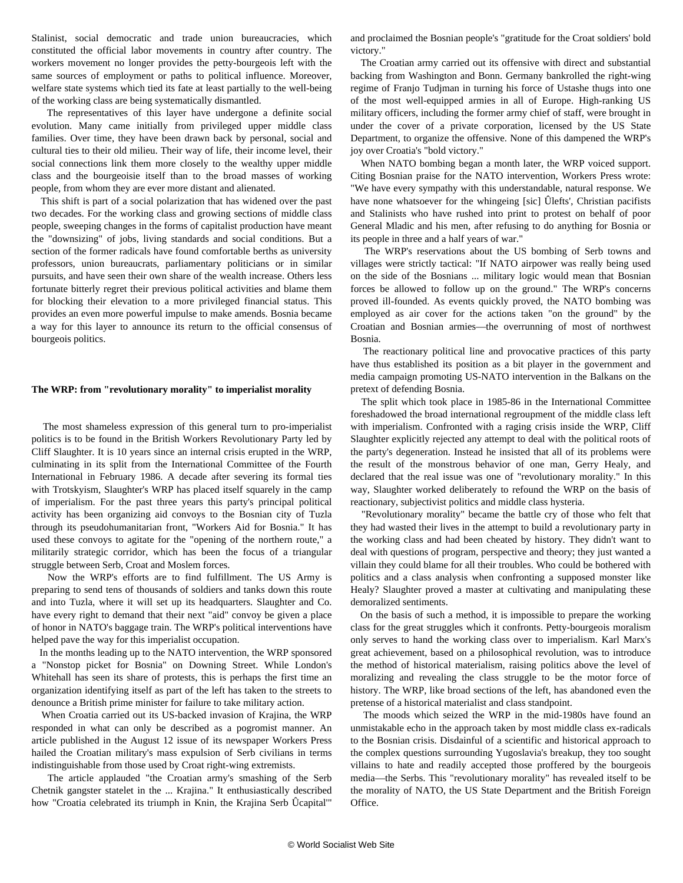Stalinist, social democratic and trade union bureaucracies, which constituted the official labor movements in country after country. The workers movement no longer provides the petty-bourgeois left with the same sources of employment or paths to political influence. Moreover, welfare state systems which tied its fate at least partially to the well-being of the working class are being systematically dismantled.

The representatives of this layer have undergone a definite social evolution. Many came initially from privileged upper middle class families. Over time, they have been drawn back by personal, social and cultural ties to their old milieu. Their way of life, their income level, their social connections link them more closely to the wealthy upper middle class and the bourgeoisie itself than to the broad masses of working people, from whom they are ever more distant and alienated.

This shift is part of a social polarization that has widened over the past two decades. For the working class and growing sections of middle class people, sweeping changes in the forms of capitalist production have meant the "downsizing" of jobs, living standards and social conditions. But a section of the former radicals have found comfortable berths as university professors, union bureaucrats, parliamentary politicians or in similar pursuits, and have seen their own share of the wealth increase. Others less fortunate bitterly regret their previous political activities and blame them for blocking their elevation to a more privileged financial status. This provides an even more powerful impulse to make amends. Bosnia became a way for this layer to announce its return to the official consensus of bourgeois politics.

**The WRP: from "revolutionary morality" to imperialist morality**

The most shameless expression of this general turn to pro-imperialist politics is to be found in the British Workers Revolutionary Party led by Cliff Slaughter. It is 10 years since an internal crisis erupted in the WRP, culminating in its split from the International Committee of the Fourth International in February 1986. A decade after severing its formal ties with Trotskyism, Slaughter's WRP has placed itself squarely in the camp of imperialism. For the past three years this party's principal political activity has been organizing aid convoys to the Bosnian city of Tuzla through its pseudohumanitarian front, "Workers Aid for Bosnia." It has used these convoys to agitate for the "opening of the northern route," a militarily strategic corridor, which has been the focus of a triangular struggle between Serb, Croat and Moslem forces.

Now the WRP's efforts are to find fulfillment. The US Army is preparing to send tens of thousands of soldiers and tanks down this route and into Tuzla, where it will set up its headquarters. Slaughter and Co. have every right to demand that their next "aid" convoy be given a place of honor in NATO's baggage train. The WRP's political interventions have helped pave the way for this imperialist occupation.

In the months leading up to the NATO intervention, the WRP sponsored a "Nonstop picket for Bosnia" on Downing Street. While London's Whitehall has seen its share of protests, this is perhaps the first time an organization identifying itself as part of the left has taken to the streets to denounce a British prime minister for failure to take military action.

When Croatia carried out its US-backed invasion of Krajina, the WRP responded in what can only be described as a pogromist manner. An article published in the August 12 issue of its newspaper Workers Press hailed the Croatian military's mass expulsion of Serb civilians in terms indistinguishable from those used by Croat right-wing extremists.

The article applauded "the Croatian army's smashing of the Serb Chetnik gangster statelet in the ... Krajina." It enthusiastically described how "Croatia celebrated its triumph in Knin, the Krajina Serb Ûcapital'" and proclaimed the Bosnian people's "gratitude for the Croat soldiers' bold victory."

The Croatian army carried out its offensive with direct and substantial backing from Washington and Bonn. Germany bankrolled the right-wing regime of Franjo Tudjman in turning his force of Ustashe thugs into one of the most well-equipped armies in all of Europe. High-ranking US military officers, including the former army chief of staff, were brought in under the cover of a private corporation, licensed by the US State Department, to organize the offensive. None of this dampened the WRP's joy over Croatia's "bold victory."

When NATO bombing began a month later, the WRP voiced support. Citing Bosnian praise for the NATO intervention, Workers Press wrote: "We have every sympathy with this understandable, natural response. We have none whatsoever for the whingeing [sic] Ûlefts', Christian pacifists and Stalinists who have rushed into print to protest on behalf of poor General Mladic and his men, after refusing to do anything for Bosnia or its people in three and a half years of war."

The WRP's reservations about the US bombing of Serb towns and villages were strictly tactical: "If NATO airpower was really being used on the side of the Bosnians ... military logic would mean that Bosnian forces be allowed to follow up on the ground." The WRP's concerns proved ill-founded. As events quickly proved, the NATO bombing was employed as air cover for the actions taken "on the ground" by the Croatian and Bosnian armies—the overrunning of most of northwest Bosnia.

The reactionary political line and provocative practices of this party have thus established its position as a bit player in the government and media campaign promoting US-NATO intervention in the Balkans on the pretext of defending Bosnia.

The split which took place in 1985-86 in the International Committee foreshadowed the broad international regroupment of the middle class left with imperialism. Confronted with a raging crisis inside the WRP, Cliff Slaughter explicitly rejected any attempt to deal with the political roots of the party's degeneration. Instead he insisted that all of its problems were the result of the monstrous behavior of one man, Gerry Healy, and declared that the real issue was one of "revolutionary morality." In this way, Slaughter worked deliberately to refound the WRP on the basis of reactionary, subjectivist politics and middle class hysteria.

"Revolutionary morality" became the battle cry of those who felt that they had wasted their lives in the attempt to build a revolutionary party in the working class and had been cheated by history. They didn't want to deal with questions of program, perspective and theory; they just wanted a villain they could blame for all their troubles. Who could be bothered with politics and a class analysis when confronting a supposed monster like Healy? Slaughter proved a master at cultivating and manipulating these demoralized sentiments.

On the basis of such a method, it is impossible to prepare the working class for the great struggles which it confronts. Petty-bourgeois moralism only serves to hand the working class over to imperialism. Karl Marx's great achievement, based on a philosophical revolution, was to introduce the method of historical materialism, raising politics above the level of moralizing and revealing the class struggle to be the motor force of history. The WRP, like broad sections of the left, has abandoned even the pretense of a historical materialist and class standpoint.

The moods which seized the WRP in the mid-1980s have found an unmistakable echo in the approach taken by most middle class ex-radicals to the Bosnian crisis. Disdainful of a scientific and historical approach to the complex questions surrounding Yugoslavia's breakup, they too sought villains to hate and readily accepted those proffered by the bourgeois media—the Serbs. This "revolutionary morality" has revealed itself to be the morality of NATO, the US State Department and the British Foreign Office.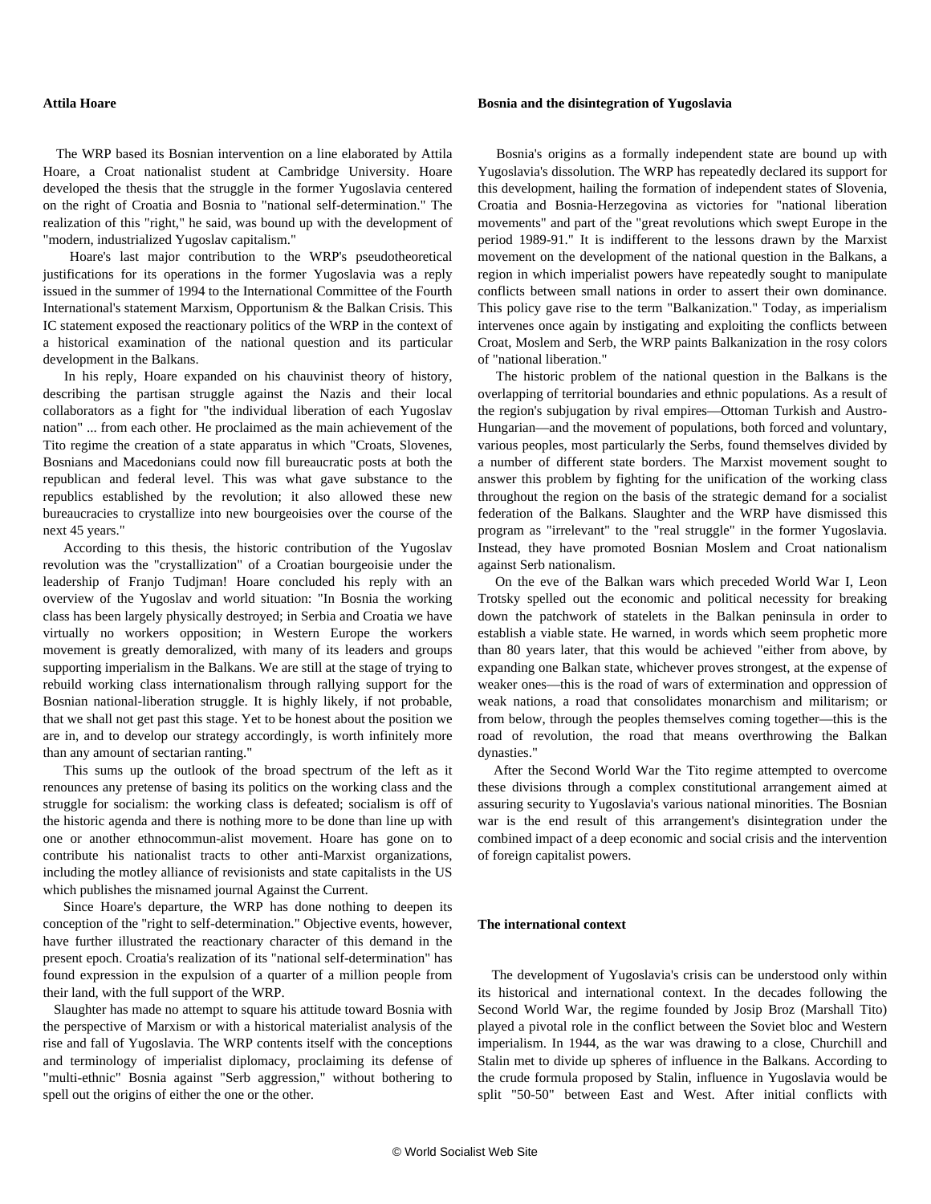### Attila Hoare

The WRP based its Bosnian intervention on a line elaborated by Attila Hoare, a Croat nationalist student at Cambridge University. Hoare developed the thesis that the struggle in the former Yugoslavia centered on the right of Croatia and Bosnia to "national self-determination." The realization of this "right," he said, was bound up with the development of "modern, industrialized Yugoslav capitalism."

Hoare's last major contribution to the WRP's pseudotheoretical justifications for its operations in the former Yugoslavia was a reply issued in the summer of 1994 to the International Committee of the Fourth International's statement Marxism, Opportunism & the Balkan Crisis. This IC statement exposed the reactionary politics of the WRP in the context of a historical examination of the national question and its particular development in the Balkans.

In his reply, Hoare expanded on his chauvinist theory of history, describing the partisan struggle against the Nazis and their local collaborators as a fight for "the individual liberation of each Yugoslav nation" ... from each other. He proclaimed as the main achievement of the Tito regime the creation of a state apparatus in which "Croats, Slovenes, Bosnians and Macedonians could now fill bureaucratic posts at both the republican and federal level. This was what gave substance to the republics established by the revolution; it also allowed these new bureaucracies to crystallize into new bourgeoisies over the course of the next 45 years."

According to this thesis, the historic contribution of the Yugoslav revolution was the "crystallization" of a Croatian bourgeoisie under the leadership of Franjo Tudjman! Hoare concluded his reply with an overview of the Yugoslav and world situation: "In Bosnia the working class has been largely physically destroyed; in Serbia and Croatia we have virtually no workers opposition; in Western Europe the workers movement is greatly demoralized, with many of its leaders and groups supporting imperialism in the Balkans. We are still at the stage of trying to rebuild working class internationalism through rallying support for the Bosnian national-liberation struggle. It is highly likely, if not probable, that we shall not get past this stage. Yet to be honest about the position we are in, and to develop our strategy accordingly, is worth infinitely more than any amount of sectarian ranting."

This sums up the outlook of the broad spectrum of the left as it renounces any pretense of basing its politics on the working class and the struggle for socialism: the working class is defeated; socialism is off of the historic agenda and there is nothing more to be done than line up with one or another ethnocommun-alist movement. Hoare has gone on to contribute his nationalist tracts to other anti-Marxist organizations, including the motley alliance of revisionists and state capitalists in the US which publishes the misnamed journal Against the Current.

Since Hoare's departure, the WRP has done nothing to deepen its conception of the "right to self-determination." Objective events, however, have further illustrated the reactionary character of this demand in the present epoch. Croatia's realization of its "national self-determination" has found expression in the expulsion of a quarter of a million people from their land, with the full support of the WRP.

Slaughter has made no attempt to square his attitude toward Bosnia with the perspective of Marxism or with a historical materialist analysis of the rise and fall of Yugoslavia. The WRP contents itself with the conceptions and terminology of imperialist diplomacy, proclaiming its defense of "multi-ethnic" Bosnia against "Serb aggression," without bothering to spell out the origins of either the one or the other.

### Bosnia and the disintegration of Yugoslavia

Bosnia's origins as a formally independent state are bound up with Yugoslavia's dissolution. The WRP has repeatedly declared its support for this development, hailing the formation of independent states of Slovenia, Croatia and Bosnia-Herzegovina as victories for "national liberation movements" and part of the "great revolutions which swept Europe in the period 1989-91." It is indifferent to the lessons drawn by the Marxist movement on the development of the national question in the Balkans, a region in which imperialist powers have repeatedly sought to manipulate conflicts between small nations in order to assert their own dominance. This policy gave rise to the term "Balkanization." Today, as imperialism intervenes once again by instigating and exploiting the conflicts between Croat, Moslem and Serb, the WRP paints Balkanization in the rosy colors of "national liberation."

The historic problem of the national question in the Balkans is the overlapping of territorial boundaries and ethnic populations. As a result of the region's subjugation by rival empires—Ottoman Turkish and Austro-Hungarian—and the movement of populations, both forced and voluntary, various peoples, most particularly the Serbs, found themselves divided by a number of different state borders. The Marxist movement sought to answer this problem by fighting for the unification of the working class throughout the region on the basis of the strategic demand for a socialist federation of the Balkans. Slaughter and the WRP have dismissed this program as "irrelevant" to the "real struggle" in the former Yugoslavia. Instead, they have promoted Bosnian Moslem and Croat nationalism against Serb nationalism.

On the eve of the Balkan wars which preceded World War I, Leon Trotsky spelled out the economic and political necessity for breaking down the patchwork of statelets in the Balkan peninsula in order to establish a viable state. He warned, in words which seem prophetic more than 80 years later, that this would be achieved "either from above, by expanding one Balkan state, whichever proves strongest, at the expense of weaker ones—this is the road of wars of extermination and oppression of weak nations, a road that consolidates monarchism and militarism; or from below, through the peoples themselves coming together—this is the road of revolution, the road that means overthrowing the Balkan dynasties."

After the Second World War the Tito regime attempted to overcome these divisions through a complex constitutional arrangement aimed at assuring security to Yugoslavia's various national minorities. The Bosnian war is the end result of this arrangement's disintegration under the combined impact of a deep economic and social crisis and the intervention of foreign capitalist powers.

### The international context

The development of Yugoslavia's crisis can be understood only within its historical and international context. In the decades following the Second World War, the regime founded by Josip Broz (Marshall Tito) played a pivotal role in the conflict between the Soviet bloc and Western imperialism. In 1944, as the war was drawing to a close, Churchill and Stalin met to divide up spheres of influence in the Balkans. According to the crude formula proposed by Stalin, influence in Yugoslavia would be split "50-50" between East and West. After initial conflicts with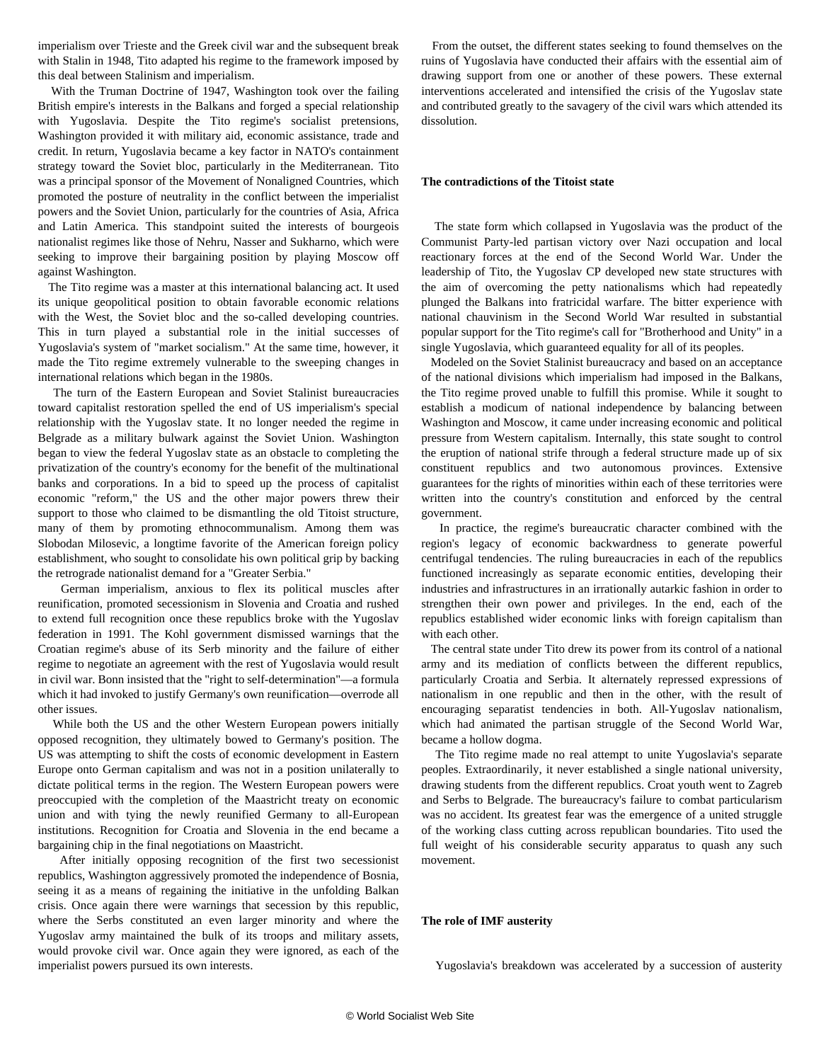imperialism over Trieste and the Greek civil war and the subsequent break with Stalin in 1948, Tito adapted his regime to the framework imposed by this deal between Stalinism and imperialism.

With the Truman Doctrine of 1947, Washington took over the failing British empire's interests in the Balkans and forged a special relationship with Yugoslavia. Despite the Tito regime's socialist pretensions, Washington provided it with military aid, economic assistance, trade and credit. In return, Yugoslavia became a key factor in NATO's containment strategy toward the Soviet bloc, particularly in the Mediterranean. Tito was a principal sponsor of the Movement of Nonaligned Countries, which promoted the posture of neutrality in the conflict between the imperialist powers and the Soviet Union, particularly for the countries of Asia, Africa and Latin America. This standpoint suited the interests of bourgeois nationalist regimes like those of Nehru, Nasser and Sukharno, which were seeking to improve their bargaining position by playing Moscow off against Washington.

The Tito regime was a master at this international balancing act. It used its unique geopolitical position to obtain favorable economic relations with the West, the Soviet bloc and the so-called developing countries. This in turn played a substantial role in the initial successes of Yugoslavia's system of "market socialism." At the same time, however, it made the Tito regime extremely vulnerable to the sweeping changes in international relations which began in the 1980s.

The turn of the Eastern European and Soviet Stalinist bureaucracies toward capitalist restoration spelled the end of US imperialism's special relationship with the Yugoslav state. It no longer needed the regime in Belgrade as a military bulwark against the Soviet Union. Washington began to view the federal Yugoslav state as an obstacle to completing the privatization of the country's economy for the benefit of the multinational banks and corporations. In a bid to speed up the process of capitalist economic "reform," the US and the other major powers threw their support to those who claimed to be dismantling the old Titoist structure, many of them by promoting ethnocommunalism. Among them was Slobodan Milosevic, a longtime favorite of the American foreign policy establishment, who sought to consolidate his own political grip by backing the retrograde nationalist demand for a "Greater Serbia."

German imperialism, anxious to flex its political muscles after reunification, promoted secessionism in Slovenia and Croatia and rushed to extend full recognition once these republics broke with the Yugoslav federation in 1991. The Kohl government dismissed warnings that the Croatian regime's abuse of its Serb minority and the failure of either regime to negotiate an agreement with the rest of Yugoslavia would result in civil war. Bonn insisted that the "right to self-determination"—a formula which it had invoked to justify Germany's own reunification—overrode all other issues.

While both the US and the other Western European powers initially opposed recognition, they ultimately bowed to Germany's position. The US was attempting to shift the costs of economic development in Eastern Europe onto German capitalism and was not in a position unilaterally to dictate political terms in the region. The Western European powers were preoccupied with the completion of the Maastricht treaty on economic union and with tying the newly reunified Germany to all-European institutions. Recognition for Croatia and Slovenia in the end became a bargaining chip in the final negotiations on Maastricht.

After initially opposing recognition of the first two secessionist republics, Washington aggressively promoted the independence of Bosnia, seeing it as a means of regaining the initiative in the unfolding Balkan crisis. Once again there were warnings that secession by this republic, where the Serbs constituted an even larger minority and where the Yugoslav army maintained the bulk of its troops and military assets, would provoke civil war. Once again they were ignored, as each of the imperialist powers pursued its own interests.

From the outset, the different states seeking to found themselves on the ruins of Yugoslavia have conducted their affairs with the essential aim of drawing support from one or another of these powers. These external interventions accelerated and intensified the crisis of the Yugoslav state and contributed greatly to the savagery of the civil wars which attended its dissolution.

**The contradictions of the Titoist state**

The state form which collapsed in Yugoslavia was the product of the Communist Party-led partisan victory over Nazi occupation and local reactionary forces at the end of the Second World War. Under the leadership of Tito, the Yugoslav CP developed new state structures with the aim of overcoming the petty nationalisms which had repeatedly plunged the Balkans into fratricidal warfare. The bitter experience with national chauvinism in the Second World War resulted in substantial popular support for the Tito regime's call for "Brotherhood and Unity" in a single Yugoslavia, which guaranteed equality for all of its peoples.

Modeled on the Soviet Stalinist bureaucracy and based on an acceptance of the national divisions which imperialism had imposed in the Balkans, the Tito regime proved unable to fulfill this promise. While it sought to establish a modicum of national independence by balancing between Washington and Moscow, it came under increasing economic and political pressure from Western capitalism. Internally, this state sought to control the eruption of national strife through a federal structure made up of six constituent republics and two autonomous provinces. Extensive guarantees for the rights of minorities within each of these territories were written into the country's constitution and enforced by the central government.

In practice, the regime's bureaucratic character combined with the region's legacy of economic backwardness to generate powerful centrifugal tendencies. The ruling bureaucracies in each of the republics functioned increasingly as separate economic entities, developing their industries and infrastructures in an irrationally autarkic fashion in order to strengthen their own power and privileges. In the end, each of the republics established wider economic links with foreign capitalism than with each other.

The central state under Tito drew its power from its control of a national army and its mediation of conflicts between the different republics, particularly Croatia and Serbia. It alternately repressed expressions of nationalism in one republic and then in the other, with the result of encouraging separatist tendencies in both. All-Yugoslav nationalism, which had animated the partisan struggle of the Second World War, became a hollow dogma.

The Tito regime made no real attempt to unite Yugoslavia's separate peoples. Extraordinarily, it never established a single national university, drawing students from the different republics. Croat youth went to Zagreb and Serbs to Belgrade. The bureaucracy's failure to combat particularism was no accident. Its greatest fear was the emergence of a united struggle of the working class cutting across republican boundaries. Tito used the full weight of his considerable security apparatus to quash any such movement.

**The role of IMF austerity**

Yugoslavia's breakdown was accelerated by a succession of austerity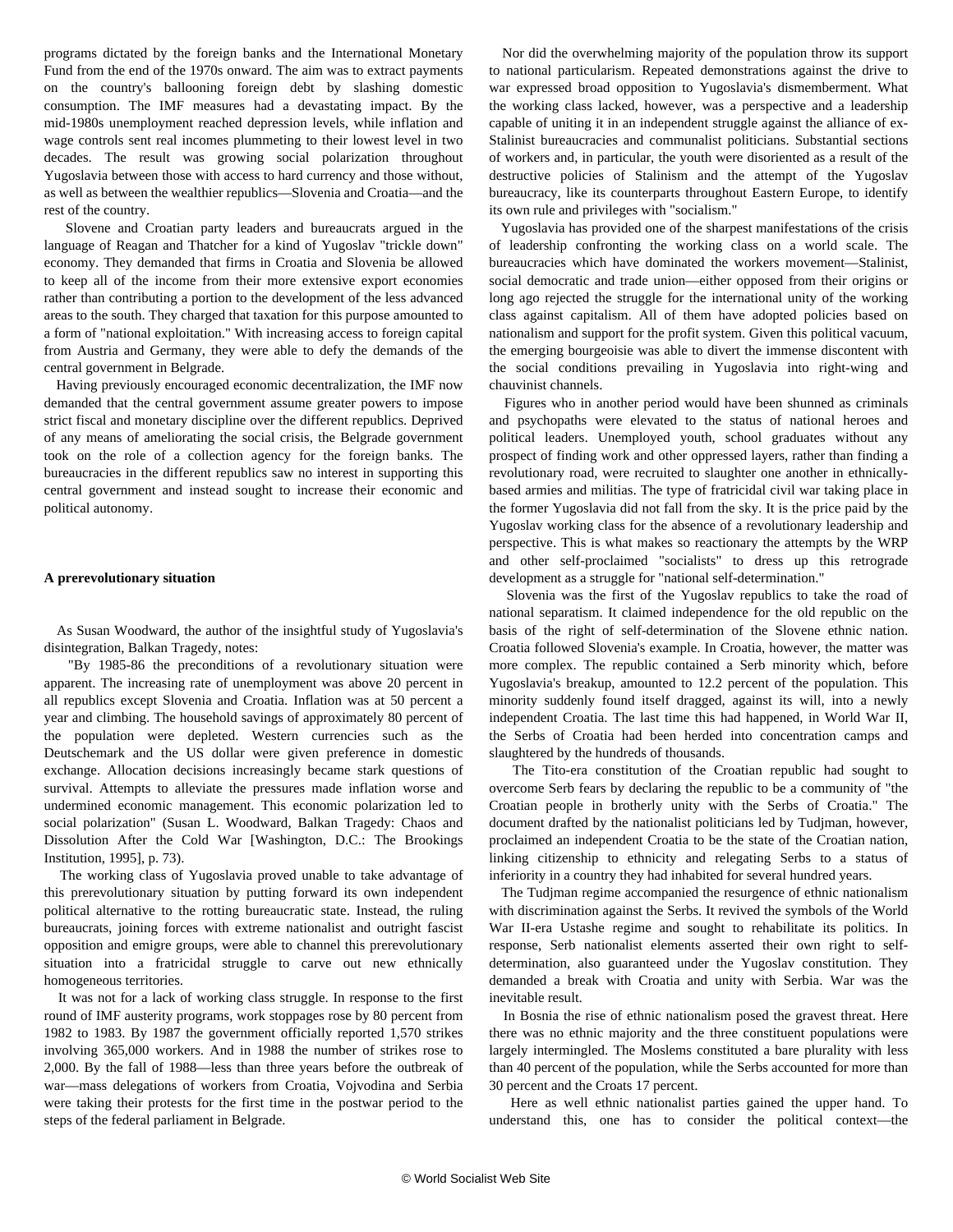programs dictated by the foreign banks and the International Monetary Fund from the end of the 1970s onward. The aim was to extract payments on the country's ballooning foreign debt by slashing domestic consumption. The IMF measures had a devastating impact. By the mid-1980s unemployment reached depression levels, while inflation and wage controls sent real incomes plummeting to their lowest level in two decades. The result was growing social polarization throughout Yugoslavia between those with access to hard currency and those without, as well as between the wealthier republics—Slovenia and Croatia—and the rest of the country.

Slovene and Croatian party leaders and bureaucrats argued in the language of Reagan and Thatcher for a kind of Yugoslav "trickle down" economy. They demanded that firms in Croatia and Slovenia be allowed to keep all of the income from their more extensive export economies rather than contributing a portion to the development of the less advanced areas to the south. They charged that taxation for this purpose amounted to a form of "national exploitation." With increasing access to foreign capital from Austria and Germany, they were able to defy the demands of the central government in Belgrade.

Having previously encouraged economic decentralization, the IMF now demanded that the central government assume greater powers to impose strict fiscal and monetary discipline over the different republics. Deprived of any means of ameliorating the social crisis, the Belgrade government took on the role of a collection agency for the foreign banks. The bureaucracies in the different republics saw no interest in supporting this central government and instead sought to increase their economic and political autonomy.

**A prerevolutionary situation**

As Susan Woodward, the author of the insightful study of Yugoslavia's disintegration, Balkan Tragedy, notes:

"By 1985-86 the preconditions of a revolutionary situation were apparent. The increasing rate of unemployment was above 20 percent in all republics except Slovenia and Croatia. Inflation was at 50 percent a year and climbing. The household savings of approximately 80 percent of the population were depleted. Western currencies such as the Deutschemark and the US dollar were given preference in domestic exchange. Allocation decisions increasingly became stark questions of survival. Attempts to alleviate the pressures made inflation worse and undermined economic management. This economic polarization led to social polarization" (Susan L. Woodward, Balkan Tragedy: Chaos and Dissolution After the Cold War [Washington, D.C.: The Brookings Institution, 1995], p. 73).

The working class of Yugoslavia proved unable to take advantage of this prerevolutionary situation by putting forward its own independent political alternative to the rotting bureaucratic state. Instead, the ruling bureaucrats, joining forces with extreme nationalist and outright fascist opposition and emigre groups, were able to channel this prerevolutionary situation into a fratricidal struggle to carve out new ethnically homogeneous territories.

It was not for a lack of working class struggle. In response to the first round of IMF austerity programs, work stoppages rose by 80 percent from 1982 to 1983. By 1987 the government officially reported 1,570 strikes involving 365,000 workers. And in 1988 the number of strikes rose to 2,000. By the fall of 1988—less than three years before the outbreak of war—mass delegations of workers from Croatia, Vojvodina and Serbia were taking their protests for the first time in the postwar period to the steps of the federal parliament in Belgrade.

Nor did the overwhelming majority of the population throw its support to national particularism. Repeated demonstrations against the drive to war expressed broad opposition to Yugoslavia's dismemberment. What the working class lacked, however, was a perspective and a leadership capable of uniting it in an independent struggle against the alliance of ex-Stalinist bureaucracies and communalist politicians. Substantial sections of workers and, in particular, the youth were disoriented as a result of the destructive policies of Stalinism and the attempt of the Yugoslav bureaucracy, like its counterparts throughout Eastern Europe, to identify its own rule and privileges with "socialism."

Yugoslavia has provided one of the sharpest manifestations of the crisis of leadership confronting the working class on a world scale. The bureaucracies which have dominated the workers movement—Stalinist, social democratic and trade union—either opposed from their origins or long ago rejected the struggle for the international unity of the working class against capitalism. All of them have adopted policies based on nationalism and support for the profit system. Given this political vacuum, the emerging bourgeoisie was able to divert the immense discontent with the social conditions prevailing in Yugoslavia into right-wing and chauvinist channels.

Figures who in another period would have been shunned as criminals and psychopaths were elevated to the status of national heroes and political leaders. Unemployed youth, school graduates without any prospect of finding work and other oppressed layers, rather than finding a revolutionary road, were recruited to slaughter one another in ethnically-based armies and militias. The type of fratricidal civil war taking place in the former Yugoslavia did not fall from the sky. It is the price paid by the Yugoslav working class for the absence of a revolutionary leadership and perspective. This is what makes so reactionary the attempts by the WRP and other self-proclaimed "socialists" to dress up this retrograde development as a struggle for "national self-determination."

Slovenia was the first of the Yugoslav republics to take the road of national separatism. It claimed independence for the old republic on the basis of the right of self-determination of the Slovene ethnic nation. Croatia followed Slovenia's example. In Croatia, however, the matter was more complex. The republic contained a Serb minority which, before Yugoslavia's breakup, amounted to 12.2 percent of the population. This minority suddenly found itself dragged, against its will, into a newly independent Croatia. The last time this had happened, in World War II, the Serbs of Croatia had been herded into concentration camps and slaughtered by the hundreds of thousands.

The Tito-era constitution of the Croatian republic had sought to overcome Serb fears by declaring the republic to be a community of "the Croatian people in brotherly unity with the Serbs of Croatia." The document drafted by the nationalist politicians led by Tudjman, however, proclaimed an independent Croatia to be the state of the Croatian nation, linking citizenship to ethnicity and relegating Serbs to a status of inferiority in a country they had inhabited for several hundred years.

The Tudjman regime accompanied the resurgence of ethnic nationalism with discrimination against the Serbs. It revived the symbols of the World War II-era Ustashe regime and sought to rehabilitate its politics. In response, Serb nationalist elements asserted their own right to self-determination, also guaranteed under the Yugoslav constitution. They demanded a break with Croatia and unity with Serbia. War was the inevitable result.

In Bosnia the rise of ethnic nationalism posed the gravest threat. Here there was no ethnic majority and the three constituent populations were largely intermingled. The Moslems constituted a bare plurality with less than 40 percent of the population, while the Serbs accounted for more than 30 percent and the Croats 17 percent.

Here as well ethnic nationalist parties gained the upper hand. To understand this, one has to consider the political context—the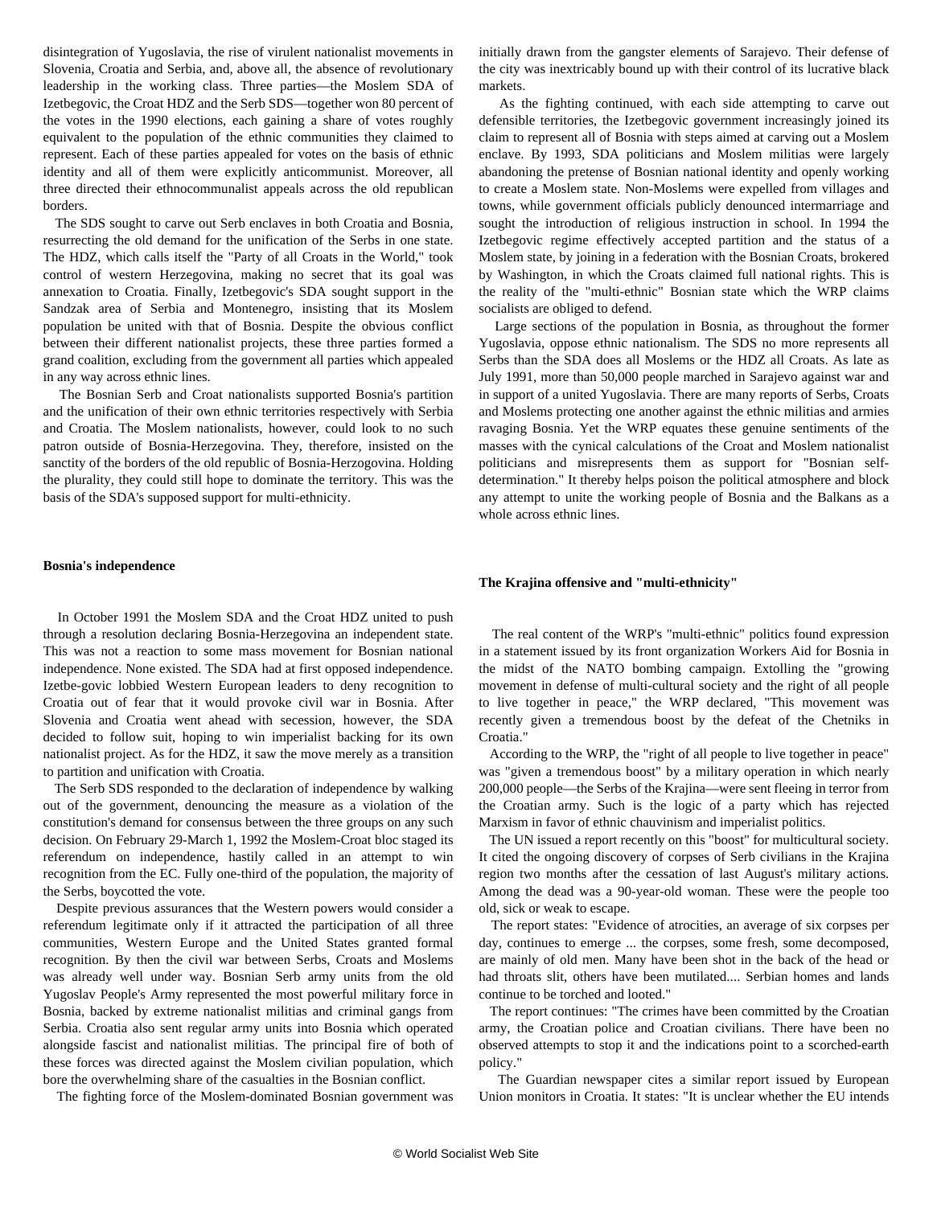disintegration of Yugoslavia, the rise of virulent nationalist movements in Slovenia, Croatia and Serbia, and, above all, the absence of revolutionary leadership in the working class. Three parties—the Moslem SDA of Izetbegovic, the Croat HDZ and the Serb SDS—together won 80 percent of the votes in the 1990 elections, each gaining a share of votes roughly equivalent to the population of the ethnic communities they claimed to represent. Each of these parties appealed for votes on the basis of ethnic identity and all of them were explicitly anticommunist. Moreover, all three directed their ethnocommunalist appeals across the old republican borders.

The SDS sought to carve out Serb enclaves in both Croatia and Bosnia, resurrecting the old demand for the unification of the Serbs in one state. The HDZ, which calls itself the "Party of all Croats in the World," took control of western Herzegovina, making no secret that its goal was annexation to Croatia. Finally, Izetbegovic's SDA sought support in the Sandzak area of Serbia and Montenegro, insisting that its Moslem population be united with that of Bosnia. Despite the obvious conflict between their different nationalist projects, these three parties formed a grand coalition, excluding from the government all parties which appealed in any way across ethnic lines.

The Bosnian Serb and Croat nationalists supported Bosnia's partition and the unification of their own ethnic territories respectively with Serbia and Croatia. The Moslem nationalists, however, could look to no such patron outside of Bosnia-Herzegovina. They, therefore, insisted on the sanctity of the borders of the old republic of Bosnia-Herzogovina. Holding the plurality, they could still hope to dominate the territory. This was the basis of the SDA's supposed support for multi-ethnicity.

**Bosnia's independence**

In October 1991 the Moslem SDA and the Croat HDZ united to push through a resolution declaring Bosnia-Herzegovina an independent state. This was not a reaction to some mass movement for Bosnian national independence. None existed. The SDA had at first opposed independence. Izetbe-govic lobbied Western European leaders to deny recognition to Croatia out of fear that it would provoke civil war in Bosnia. After Slovenia and Croatia went ahead with secession, however, the SDA decided to follow suit, hoping to win imperialist backing for its own nationalist project. As for the HDZ, it saw the move merely as a transition to partition and unification with Croatia.

The Serb SDS responded to the declaration of independence by walking out of the government, denouncing the measure as a violation of the constitution's demand for consensus between the three groups on any such decision. On February 29-March 1, 1992 the Moslem-Croat bloc staged its referendum on independence, hastily called in an attempt to win recognition from the EC. Fully one-third of the population, the majority of the Serbs, boycotted the vote.

Despite previous assurances that the Western powers would consider a referendum legitimate only if it attracted the participation of all three communities, Western Europe and the United States granted formal recognition. By then the civil war between Serbs, Croats and Moslems was already well under way. Bosnian Serb army units from the old Yugoslav People's Army represented the most powerful military force in Bosnia, backed by extreme nationalist militias and criminal gangs from Serbia. Croatia also sent regular army units into Bosnia which operated alongside fascist and nationalist militias. The principal fire of both of these forces was directed against the Moslem civilian population, which bore the overwhelming share of the casualties in the Bosnian conflict.

The fighting force of the Moslem-dominated Bosnian government was initially drawn from the gangster elements of Sarajevo. Their defense of the city was inextricably bound up with their control of its lucrative black markets.

As the fighting continued, with each side attempting to carve out defensible territories, the Izetbegovic government increasingly joined its claim to represent all of Bosnia with steps aimed at carving out a Moslem enclave. By 1993, SDA politicians and Moslem militias were largely abandoning the pretense of Bosnian national identity and openly working to create a Moslem state. Non-Moslems were expelled from villages and towns, while government officials publicly denounced intermarriage and sought the introduction of religious instruction in school. In 1994 the Izetbegovic regime effectively accepted partition and the status of a Moslem state, by joining in a federation with the Bosnian Croats, brokered by Washington, in which the Croats claimed full national rights. This is the reality of the "multi-ethnic" Bosnian state which the WRP claims socialists are obliged to defend.

Large sections of the population in Bosnia, as throughout the former Yugoslavia, oppose ethnic nationalism. The SDS no more represents all Serbs than the SDA does all Moslems or the HDZ all Croats. As late as July 1991, more than 50,000 people marched in Sarajevo against war and in support of a united Yugoslavia. There are many reports of Serbs, Croats and Moslems protecting one another against the ethnic militias and armies ravaging Bosnia. Yet the WRP equates these genuine sentiments of the masses with the cynical calculations of the Croat and Moslem nationalist politicians and misrepresents them as support for "Bosnian self-determination." It thereby helps poison the political atmosphere and block any attempt to unite the working people of Bosnia and the Balkans as a whole across ethnic lines.

**The Krajina offensive and "multi-ethnicity"**

The real content of the WRP's "multi-ethnic" politics found expression in a statement issued by its front organization Workers Aid for Bosnia in the midst of the NATO bombing campaign. Extolling the "growing movement in defense of multi-cultural society and the right of all people to live together in peace," the WRP declared, "This movement was recently given a tremendous boost by the defeat of the Chetniks in Croatia."

According to the WRP, the "right of all people to live together in peace" was "given a tremendous boost" by a military operation in which nearly 200,000 people—the Serbs of the Krajina—were sent fleeing in terror from the Croatian army. Such is the logic of a party which has rejected Marxism in favor of ethnic chauvinism and imperialist politics.

The UN issued a report recently on this "boost" for multicultural society. It cited the ongoing discovery of corpses of Serb civilians in the Krajina region two months after the cessation of last August's military actions. Among the dead was a 90-year-old woman. These were the people too old, sick or weak to escape.

The report states: "Evidence of atrocities, an average of six corpses per day, continues to emerge ... the corpses, some fresh, some decomposed, are mainly of old men. Many have been shot in the back of the head or had throats slit, others have been mutilated.... Serbian homes and lands continue to be torched and looted."

The report continues: "The crimes have been committed by the Croatian army, the Croatian police and Croatian civilians. There have been no observed attempts to stop it and the indications point to a scorched-earth policy."

The Guardian newspaper cites a similar report issued by European Union monitors in Croatia. It states: "It is unclear whether the EU intends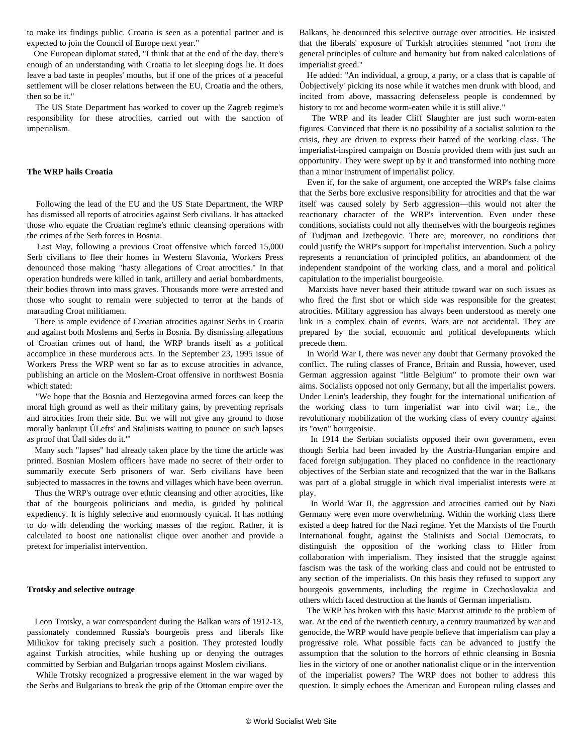to make its findings public. Croatia is seen as a potential partner and is expected to join the Council of Europe next year."

One European diplomat stated, "I think that at the end of the day, there's enough of an understanding with Croatia to let sleeping dogs lie. It does leave a bad taste in peoples' mouths, but if one of the prices of a peaceful settlement will be closer relations between the EU, Croatia and the others, then so be it."

The US State Department has worked to cover up the Zagreb regime's responsibility for these atrocities, carried out with the sanction of imperialism.

**The WRP hails Croatia**

Following the lead of the EU and the US State Department, the WRP has dismissed all reports of atrocities against Serb civilians. It has attacked those who equate the Croatian regime's ethnic cleansing operations with the crimes of the Serb forces in Bosnia.

Last May, following a previous Croat offensive which forced 15,000 Serb civilians to flee their homes in Western Slavonia, Workers Press denounced those making "hasty allegations of Croat atrocities." In that operation hundreds were killed in tank, artillery and aerial bombardments, their bodies thrown into mass graves. Thousands more were arrested and those who sought to remain were subjected to terror at the hands of marauding Croat militiamen.

There is ample evidence of Croatian atrocities against Serbs in Croatia and against both Moslems and Serbs in Bosnia. By dismissing allegations of Croatian crimes out of hand, the WRP brands itself as a political accomplice in these murderous acts. In the September 23, 1995 issue of Workers Press the WRP went so far as to excuse atrocities in advance, publishing an article on the Moslem-Croat offensive in northwest Bosnia which stated:

"We hope that the Bosnia and Herzegovina armed forces can keep the moral high ground as well as their military gains, by preventing reprisals and atrocities from their side. But we will not give any ground to those morally bankrupt ÛLefts' and Stalinists waiting to pounce on such lapses as proof that Ûall sides do it.'"

Many such "lapses" had already taken place by the time the article was printed. Bosnian Moslem officers have made no secret of their order to summarily execute Serb prisoners of war. Serb civilians have been subjected to massacres in the towns and villages which have been overrun.

Thus the WRP's outrage over ethnic cleansing and other atrocities, like that of the bourgeois politicians and media, is guided by political expediency. It is highly selective and enormously cynical. It has nothing to do with defending the working masses of the region. Rather, it is calculated to boost one nationalist clique over another and provide a pretext for imperialist intervention.

**Trotsky and selective outrage**

Leon Trotsky, a war correspondent during the Balkan wars of 1912-13, passionately condemned Russia's bourgeois press and liberals like Miliukov for taking precisely such a position. They protested loudly against Turkish atrocities, while hushing up or denying the outrages committed by Serbian and Bulgarian troops against Moslem civilians.

While Trotsky recognized a progressive element in the war waged by the Serbs and Bulgarians to break the grip of the Ottoman empire over the Balkans, he denounced this selective outrage over atrocities. He insisted that the liberals' exposure of Turkish atrocities stemmed "not from the general principles of culture and humanity but from naked calculations of imperialist greed."

He added: "An individual, a group, a party, or a class that is capable of Ûobjectively' picking its nose while it watches men drunk with blood, and incited from above, massacring defenseless people is condemned by history to rot and become worm-eaten while it is still alive."

The WRP and its leader Cliff Slaughter are just such worm-eaten figures. Convinced that there is no possibility of a socialist solution to the crisis, they are driven to express their hatred of the working class. The imperialist-inspired campaign on Bosnia provided them with just such an opportunity. They were swept up by it and transformed into nothing more than a minor instrument of imperialist policy.

Even if, for the sake of argument, one accepted the WRP's false claims that the Serbs bore exclusive responsibility for atrocities and that the war itself was caused solely by Serb aggression—this would not alter the reactionary character of the WRP's intervention. Even under these conditions, socialists could not ally themselves with the bourgeois regimes of Tudjman and Izetbegovic. There are, moreover, no conditions that could justify the WRP's support for imperialist intervention. Such a policy represents a renunciation of principled politics, an abandonment of the independent standpoint of the working class, and a moral and political capitulation to the imperialist bourgeoisie.

Marxists have never based their attitude toward war on such issues as who fired the first shot or which side was responsible for the greatest atrocities. Military aggression has always been understood as merely one link in a complex chain of events. Wars are not accidental. They are prepared by the social, economic and political developments which precede them.

In World War I, there was never any doubt that Germany provoked the conflict. The ruling classes of France, Britain and Russia, however, used German aggression against "little Belgium" to promote their own war aims. Socialists opposed not only Germany, but all the imperialist powers. Under Lenin's leadership, they fought for the international unification of the working class to turn imperialist war into civil war; i.e., the revolutionary mobilization of the working class of every country against its "own" bourgeoisie.

In 1914 the Serbian socialists opposed their own government, even though Serbia had been invaded by the Austria-Hungarian empire and faced foreign subjugation. They placed no confidence in the reactionary objectives of the Serbian state and recognized that the war in the Balkans was part of a global struggle in which rival imperialist interests were at play.

In World War II, the aggression and atrocities carried out by Nazi Germany were even more overwhelming. Within the working class there existed a deep hatred for the Nazi regime. Yet the Marxists of the Fourth International fought, against the Stalinists and Social Democrats, to distinguish the opposition of the working class to Hitler from collaboration with imperialism. They insisted that the struggle against fascism was the task of the working class and could not be entrusted to any section of the imperialists. On this basis they refused to support any bourgeois governments, including the regime in Czechoslovakia and others which faced destruction at the hands of German imperialism.

The WRP has broken with this basic Marxist attitude to the problem of war. At the end of the twentieth century, a century traumatized by war and genocide, the WRP would have people believe that imperialism can play a progressive role. What possible facts can be advanced to justify the assumption that the solution to the horrors of ethnic cleansing in Bosnia lies in the victory of one or another nationalist clique or in the intervention of the imperialist powers? The WRP does not bother to address this question. It simply echoes the American and European ruling classes and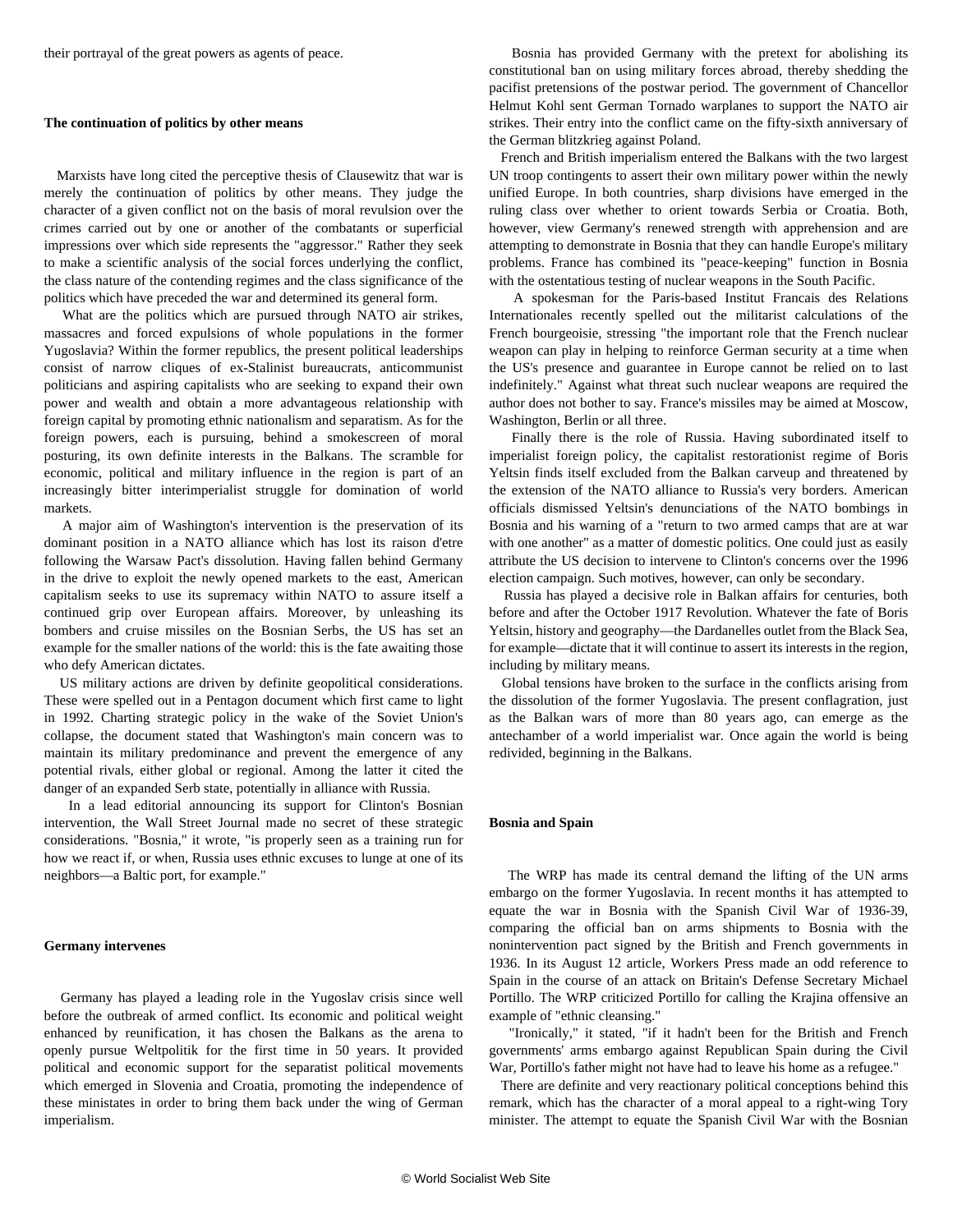their portrayal of the great powers as agents of peace.

### The continuation of politics by other means

Marxists have long cited the perceptive thesis of Clausewitz that war is merely the continuation of politics by other means. They judge the character of a given conflict not on the basis of moral revulsion over the crimes carried out by one or another of the combatants or superficial impressions over which side represents the "aggressor." Rather they seek to make a scientific analysis of the social forces underlying the conflict, the class nature of the contending regimes and the class significance of the politics which have preceded the war and determined its general form.

What are the politics which are pursued through NATO air strikes, massacres and forced expulsions of whole populations in the former Yugoslavia? Within the former republics, the present political leaderships consist of narrow cliques of ex-Stalinist bureaucrats, anticommunist politicians and aspiring capitalists who are seeking to expand their own power and wealth and obtain a more advantageous relationship with foreign capital by promoting ethnic nationalism and separatism. As for the foreign powers, each is pursuing, behind a smokescreen of moral posturing, its own definite interests in the Balkans. The scramble for economic, political and military influence in the region is part of an increasingly bitter interimperialist struggle for domination of world markets.

A major aim of Washington's intervention is the preservation of its dominant position in a NATO alliance which has lost its raison d'etre following the Warsaw Pact's dissolution. Having fallen behind Germany in the drive to exploit the newly opened markets to the east, American capitalism seeks to use its supremacy within NATO to assure itself a continued grip over European affairs. Moreover, by unleashing its bombers and cruise missiles on the Bosnian Serbs, the US has set an example for the smaller nations of the world: this is the fate awaiting those who defy American dictates.

US military actions are driven by definite geopolitical considerations. These were spelled out in a Pentagon document which first came to light in 1992. Charting strategic policy in the wake of the Soviet Union's collapse, the document stated that Washington's main concern was to maintain its military predominance and prevent the emergence of any potential rivals, either global or regional. Among the latter it cited the danger of an expanded Serb state, potentially in alliance with Russia.

In a lead editorial announcing its support for Clinton's Bosnian intervention, the Wall Street Journal made no secret of these strategic considerations. "Bosnia," it wrote, "is properly seen as a training run for how we react if, or when, Russia uses ethnic excuses to lunge at one of its neighbors—a Baltic port, for example."

### Germany intervenes

Germany has played a leading role in the Yugoslav crisis since well before the outbreak of armed conflict. Its economic and political weight enhanced by reunification, it has chosen the Balkans as the arena to openly pursue Weltpolitik for the first time in 50 years. It provided political and economic support for the separatist political movements which emerged in Slovenia and Croatia, promoting the independence of these ministates in order to bring them back under the wing of German imperialism.

Bosnia has provided Germany with the pretext for abolishing its constitutional ban on using military forces abroad, thereby shedding the pacifist pretensions of the postwar period. The government of Chancellor Helmut Kohl sent German Tornado warplanes to support the NATO air strikes. Their entry into the conflict came on the fifty-sixth anniversary of the German blitzkrieg against Poland.

French and British imperialism entered the Balkans with the two largest UN troop contingents to assert their own military power within the newly unified Europe. In both countries, sharp divisions have emerged in the ruling class over whether to orient towards Serbia or Croatia. Both, however, view Germany's renewed strength with apprehension and are attempting to demonstrate in Bosnia that they can handle Europe's military problems. France has combined its "peace-keeping" function in Bosnia with the ostentatious testing of nuclear weapons in the South Pacific.

A spokesman for the Paris-based Institut Francais des Relations Internationales recently spelled out the militarist calculations of the French bourgeoisie, stressing "the important role that the French nuclear weapon can play in helping to reinforce German security at a time when the US's presence and guarantee in Europe cannot be relied on to last indefinitely." Against what threat such nuclear weapons are required the author does not bother to say. France's missiles may be aimed at Moscow, Washington, Berlin or all three.

Finally there is the role of Russia. Having subordinated itself to imperialist foreign policy, the capitalist restorationist regime of Boris Yeltsin finds itself excluded from the Balkan carveup and threatened by the extension of the NATO alliance to Russia's very borders. American officials dismissed Yeltsin's denunciations of the NATO bombings in Bosnia and his warning of a "return to two armed camps that are at war with one another" as a matter of domestic politics. One could just as easily attribute the US decision to intervene to Clinton's concerns over the 1996 election campaign. Such motives, however, can only be secondary.

Russia has played a decisive role in Balkan affairs for centuries, both before and after the October 1917 Revolution. Whatever the fate of Boris Yeltsin, history and geography—the Dardanelles outlet from the Black Sea, for example—dictate that it will continue to assert its interests in the region, including by military means.

Global tensions have broken to the surface in the conflicts arising from the dissolution of the former Yugoslavia. The present conflagration, just as the Balkan wars of more than 80 years ago, can emerge as the antechamber of a world imperialist war. Once again the world is being redivided, beginning in the Balkans.

### Bosnia and Spain

The WRP has made its central demand the lifting of the UN arms embargo on the former Yugoslavia. In recent months it has attempted to equate the war in Bosnia with the Spanish Civil War of 1936-39, comparing the official ban on arms shipments to Bosnia with the nonintervention pact signed by the British and French governments in 1936. In its August 12 article, Workers Press made an odd reference to Spain in the course of an attack on Britain's Defense Secretary Michael Portillo. The WRP criticized Portillo for calling the Krajina offensive an example of "ethnic cleansing."

"Ironically," it stated, "if it hadn't been for the British and French governments' arms embargo against Republican Spain during the Civil War, Portillo's father might not have had to leave his home as a refugee."

There are definite and very reactionary political conceptions behind this remark, which has the character of a moral appeal to a right-wing Tory minister. The attempt to equate the Spanish Civil War with the Bosnian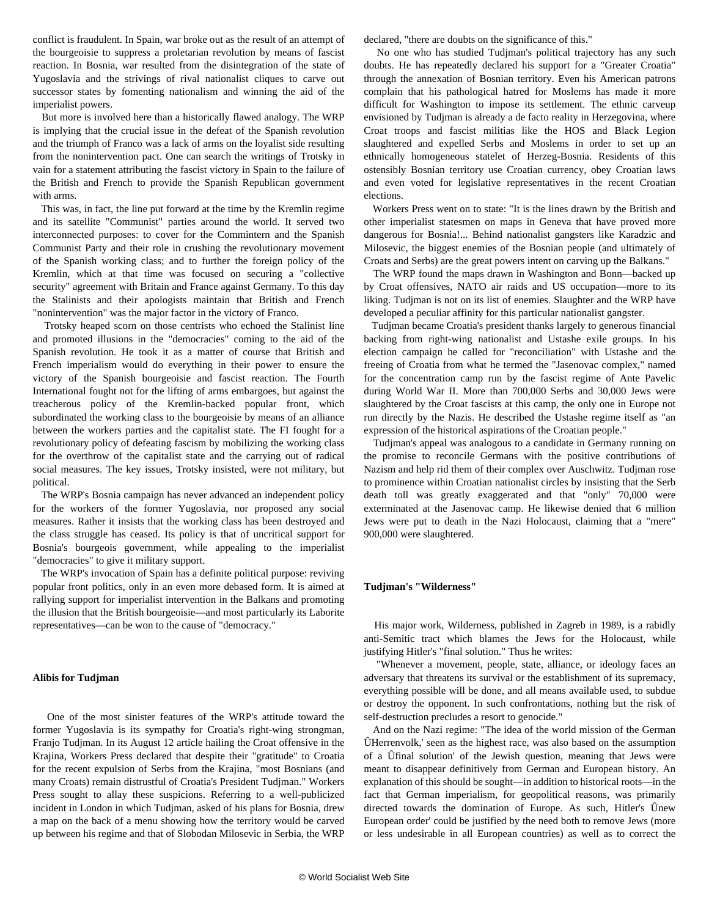conflict is fraudulent. In Spain, war broke out as the result of an attempt of the bourgeoisie to suppress a proletarian revolution by means of fascist reaction. In Bosnia, war resulted from the disintegration of the state of Yugoslavia and the strivings of rival nationalist cliques to carve out successor states by fomenting nationalism and winning the aid of the imperialist powers.

But more is involved here than a historically flawed analogy. The WRP is implying that the crucial issue in the defeat of the Spanish revolution and the triumph of Franco was a lack of arms on the loyalist side resulting from the nonintervention pact. One can search the writings of Trotsky in vain for a statement attributing the fascist victory in Spain to the failure of the British and French to provide the Spanish Republican government with arms.

This was, in fact, the line put forward at the time by the Kremlin regime and its satellite "Communist" parties around the world. It served two interconnected purposes: to cover for the Commintern and the Spanish Communist Party and their role in crushing the revolutionary movement of the Spanish working class; and to further the foreign policy of the Kremlin, which at that time was focused on securing a "collective security" agreement with Britain and France against Germany. To this day the Stalinists and their apologists maintain that British and French "nonintervention" was the major factor in the victory of Franco.

Trotsky heaped scorn on those centrists who echoed the Stalinist line and promoted illusions in the "democracies" coming to the aid of the Spanish revolution. He took it as a matter of course that British and French imperialism would do everything in their power to ensure the victory of the Spanish bourgeoisie and fascist reaction. The Fourth International fought not for the lifting of arms embargoes, but against the treacherous policy of the Kremlin-backed popular front, which subordinated the working class to the bourgeoisie by means of an alliance between the workers parties and the capitalist state. The FI fought for a revolutionary policy of defeating fascism by mobilizing the working class for the overthrow of the capitalist state and the carrying out of radical social measures. The key issues, Trotsky insisted, were not military, but political.

The WRP's Bosnia campaign has never advanced an independent policy for the workers of the former Yugoslavia, nor proposed any social measures. Rather it insists that the working class has been destroyed and the class struggle has ceased. Its policy is that of uncritical support for Bosnia's bourgeois government, while appealing to the imperialist "democracies" to give it military support.

The WRP's invocation of Spain has a definite political purpose: reviving popular front politics, only in an even more debased form. It is aimed at rallying support for imperialist intervention in the Balkans and promoting the illusion that the British bourgeoisie—and most particularly its Laborite representatives—can be won to the cause of "democracy."

**Alibis for Tudjman**

One of the most sinister features of the WRP's attitude toward the former Yugoslavia is its sympathy for Croatia's right-wing strongman, Franjo Tudjman. In its August 12 article hailing the Croat offensive in the Krajina, Workers Press declared that despite their "gratitude" to Croatia for the recent expulsion of Serbs from the Krajina, "most Bosnians (and many Croats) remain distrustful of Croatia's President Tudjman." Workers Press sought to allay these suspicions. Referring to a well-publicized incident in London in which Tudjman, asked of his plans for Bosnia, drew a map on the back of a menu showing how the territory would be carved up between his regime and that of Slobodan Milosevic in Serbia, the WRP declared, "there are doubts on the significance of this."

No one who has studied Tudjman's political trajectory has any such doubts. He has repeatedly declared his support for a "Greater Croatia" through the annexation of Bosnian territory. Even his American patrons complain that his pathological hatred for Moslems has made it more difficult for Washington to impose its settlement. The ethnic carveup envisioned by Tudjman is already a de facto reality in Herzegovina, where Croat troops and fascist militias like the HOS and Black Legion slaughtered and expelled Serbs and Moslems in order to set up an ethnically homogeneous statelet of Herzeg-Bosnia. Residents of this ostensibly Bosnian territory use Croatian currency, obey Croatian laws and even voted for legislative representatives in the recent Croatian elections.

Workers Press went on to state: "It is the lines drawn by the British and other imperialist statesmen on maps in Geneva that have proved more dangerous for Bosnia!... Behind nationalist gangsters like Karadzic and Milosevic, the biggest enemies of the Bosnian people (and ultimately of Croats and Serbs) are the great powers intent on carving up the Balkans."

The WRP found the maps drawn in Washington and Bonn—backed up by Croat offensives, NATO air raids and US occupation—more to its liking. Tudjman is not on its list of enemies. Slaughter and the WRP have developed a peculiar affinity for this particular nationalist gangster.

Tudjman became Croatia's president thanks largely to generous financial backing from right-wing nationalist and Ustashe exile groups. In his election campaign he called for "reconciliation" with Ustashe and the freeing of Croatia from what he termed the "Jasenovac complex," named for the concentration camp run by the fascist regime of Ante Pavelic during World War II. More than 700,000 Serbs and 30,000 Jews were slaughtered by the Croat fascists at this camp, the only one in Europe not run directly by the Nazis. He described the Ustashe regime itself as "an expression of the historical aspirations of the Croatian people."

Tudjman's appeal was analogous to a candidate in Germany running on the promise to reconcile Germans with the positive contributions of Nazism and help rid them of their complex over Auschwitz. Tudjman rose to prominence within Croatian nationalist circles by insisting that the Serb death toll was greatly exaggerated and that "only" 70,000 were exterminated at the Jasenovac camp. He likewise denied that 6 million Jews were put to death in the Nazi Holocaust, claiming that a "mere" 900,000 were slaughtered.

**Tudjman's "Wilderness"**

His major work, Wilderness, published in Zagreb in 1989, is a rabidly anti-Semitic tract which blames the Jews for the Holocaust, while justifying Hitler's "final solution." Thus he writes:

"Whenever a movement, people, state, alliance, or ideology faces an adversary that threatens its survival or the establishment of its supremacy, everything possible will be done, and all means available used, to subdue or destroy the opponent. In such confrontations, nothing but the risk of self-destruction precludes a resort to genocide."

And on the Nazi regime: "The idea of the world mission of the German ÛHerrenvolk,' seen as the highest race, was also based on the assumption of a Ûfinal solution' of the Jewish question, meaning that Jews were meant to disappear definitively from German and European history. An explanation of this should be sought—in addition to historical roots—in the fact that German imperialism, for geopolitical reasons, was primarily directed towards the domination of Europe. As such, Hitler's Ûnew European order' could be justified by the need both to remove Jews (more or less undesirable in all European countries) as well as to correct the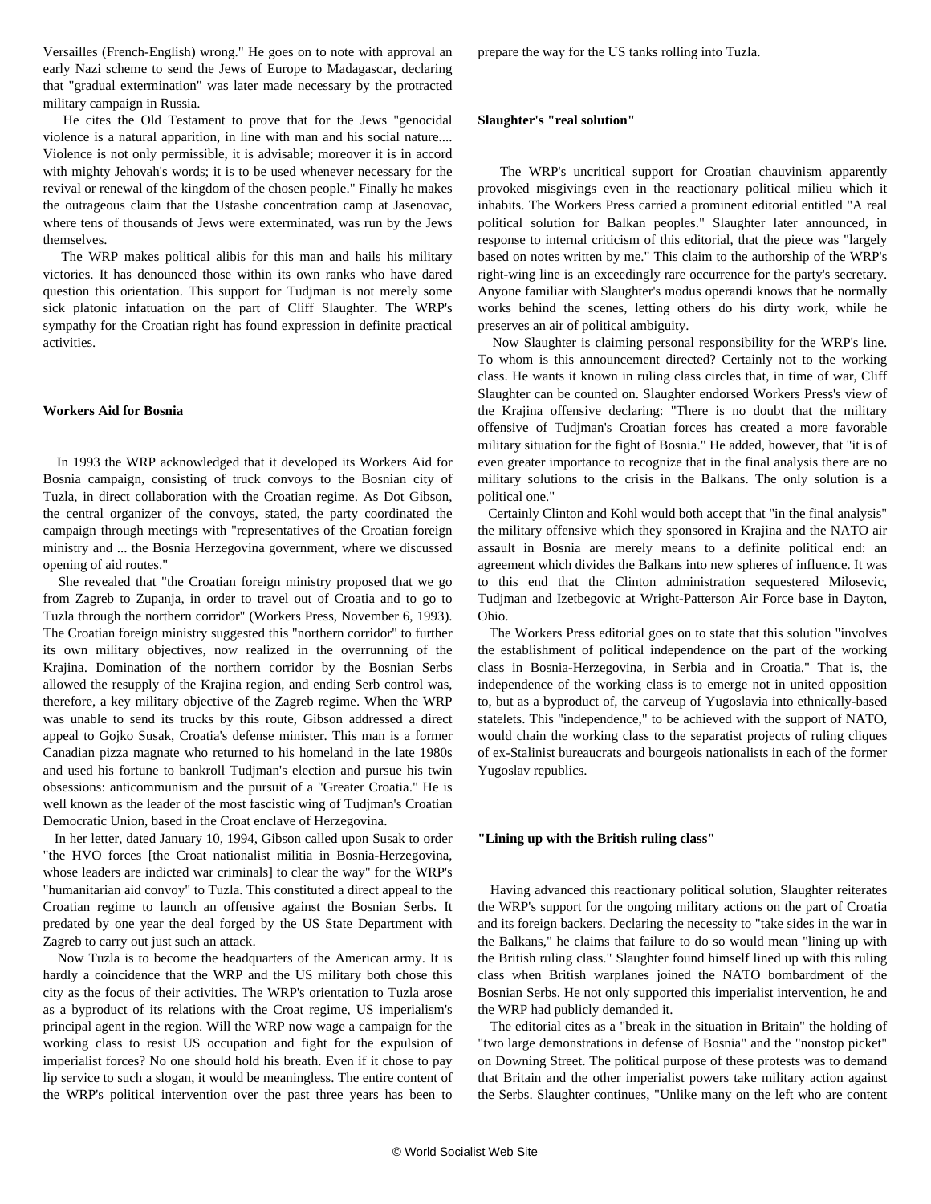Versailles (French-English) wrong." He goes on to note with approval an early Nazi scheme to send the Jews of Europe to Madagascar, declaring that "gradual extermination" was later made necessary by the protracted military campaign in Russia.

He cites the Old Testament to prove that for the Jews "genocidal violence is a natural apparition, in line with man and his social nature.... Violence is not only permissible, it is advisable; moreover it is in accord with mighty Jehovah's words; it is to be used whenever necessary for the revival or renewal of the kingdom of the chosen people." Finally he makes the outrageous claim that the Ustashe concentration camp at Jasenovac, where tens of thousands of Jews were exterminated, was run by the Jews themselves.

The WRP makes political alibis for this man and hails his military victories. It has denounced those within its own ranks who have dared question this orientation. This support for Tudjman is not merely some sick platonic infatuation on the part of Cliff Slaughter. The WRP's sympathy for the Croatian right has found expression in definite practical activities.

**Workers Aid for Bosnia**

In 1993 the WRP acknowledged that it developed its Workers Aid for Bosnia campaign, consisting of truck convoys to the Bosnian city of Tuzla, in direct collaboration with the Croatian regime. As Dot Gibson, the central organizer of the convoys, stated, the party coordinated the campaign through meetings with "representatives of the Croatian foreign ministry and ... the Bosnia Herzegovina government, where we discussed opening of aid routes."

She revealed that "the Croatian foreign ministry proposed that we go from Zagreb to Zupanja, in order to travel out of Croatia and to go to Tuzla through the northern corridor" (Workers Press, November 6, 1993). The Croatian foreign ministry suggested this "northern corridor" to further its own military objectives, now realized in the overrunning of the Krajina. Domination of the northern corridor by the Bosnian Serbs allowed the resupply of the Krajina region, and ending Serb control was, therefore, a key military objective of the Zagreb regime. When the WRP was unable to send its trucks by this route, Gibson addressed a direct appeal to Gojko Susak, Croatia's defense minister. This man is a former Canadian pizza magnate who returned to his homeland in the late 1980s and used his fortune to bankroll Tudjman's election and pursue his twin obsessions: anticommunism and the pursuit of a "Greater Croatia." He is well known as the leader of the most fascistic wing of Tudjman's Croatian Democratic Union, based in the Croat enclave of Herzegovina.

In her letter, dated January 10, 1994, Gibson called upon Susak to order "the HVO forces [the Croat nationalist militia in Bosnia-Herzegovina, whose leaders are indicted war criminals] to clear the way" for the WRP's "humanitarian aid convoy" to Tuzla. This constituted a direct appeal to the Croatian regime to launch an offensive against the Bosnian Serbs. It predated by one year the deal forged by the US State Department with Zagreb to carry out just such an attack.

Now Tuzla is to become the headquarters of the American army. It is hardly a coincidence that the WRP and the US military both chose this city as the focus of their activities. The WRP's orientation to Tuzla arose as a byproduct of its relations with the Croat regime, US imperialism's principal agent in the region. Will the WRP now wage a campaign for the working class to resist US occupation and fight for the expulsion of imperialist forces? No one should hold his breath. Even if it chose to pay lip service to such a slogan, it would be meaningless. The entire content of the WRP's political intervention over the past three years has been to prepare the way for the US tanks rolling into Tuzla.

**Slaughter's "real solution"**

The WRP's uncritical support for Croatian chauvinism apparently provoked misgivings even in the reactionary political milieu which it inhabits. The Workers Press carried a prominent editorial entitled "A real political solution for Balkan peoples." Slaughter later announced, in response to internal criticism of this editorial, that the piece was "largely based on notes written by me." This claim to the authorship of the WRP's right-wing line is an exceedingly rare occurrence for the party's secretary. Anyone familiar with Slaughter's modus operandi knows that he normally works behind the scenes, letting others do his dirty work, while he preserves an air of political ambiguity.

Now Slaughter is claiming personal responsibility for the WRP's line. To whom is this announcement directed? Certainly not to the working class. He wants it known in ruling class circles that, in time of war, Cliff Slaughter can be counted on. Slaughter endorsed Workers Press's view of the Krajina offensive declaring: "There is no doubt that the military offensive of Tudjman's Croatian forces has created a more favorable military situation for the fight of Bosnia." He added, however, that "it is of even greater importance to recognize that in the final analysis there are no military solutions to the crisis in the Balkans. The only solution is a political one."

Certainly Clinton and Kohl would both accept that "in the final analysis" the military offensive which they sponsored in Krajina and the NATO air assault in Bosnia are merely means to a definite political end: an agreement which divides the Balkans into new spheres of influence. It was to this end that the Clinton administration sequestered Milosevic, Tudjman and Izetbegovic at Wright-Patterson Air Force base in Dayton, Ohio.

The Workers Press editorial goes on to state that this solution "involves the establishment of political independence on the part of the working class in Bosnia-Herzegovina, in Serbia and in Croatia." That is, the independence of the working class is to emerge not in united opposition to, but as a byproduct of, the carveup of Yugoslavia into ethnically-based statelets. This "independence," to be achieved with the support of NATO, would chain the working class to the separatist projects of ruling cliques of ex-Stalinist bureaucrats and bourgeois nationalists in each of the former Yugoslav republics.

**"Lining up with the British ruling class"**

Having advanced this reactionary political solution, Slaughter reiterates the WRP's support for the ongoing military actions on the part of Croatia and its foreign backers. Declaring the necessity to "take sides in the war in the Balkans," he claims that failure to do so would mean "lining up with the British ruling class." Slaughter found himself lined up with this ruling class when British warplanes joined the NATO bombardment of the Bosnian Serbs. He not only supported this imperialist intervention, he and the WRP had publicly demanded it.

The editorial cites as a "break in the situation in Britain" the holding of "two large demonstrations in defense of Bosnia" and the "nonstop picket" on Downing Street. The political purpose of these protests was to demand that Britain and the other imperialist powers take military action against the Serbs. Slaughter continues, "Unlike many on the left who are content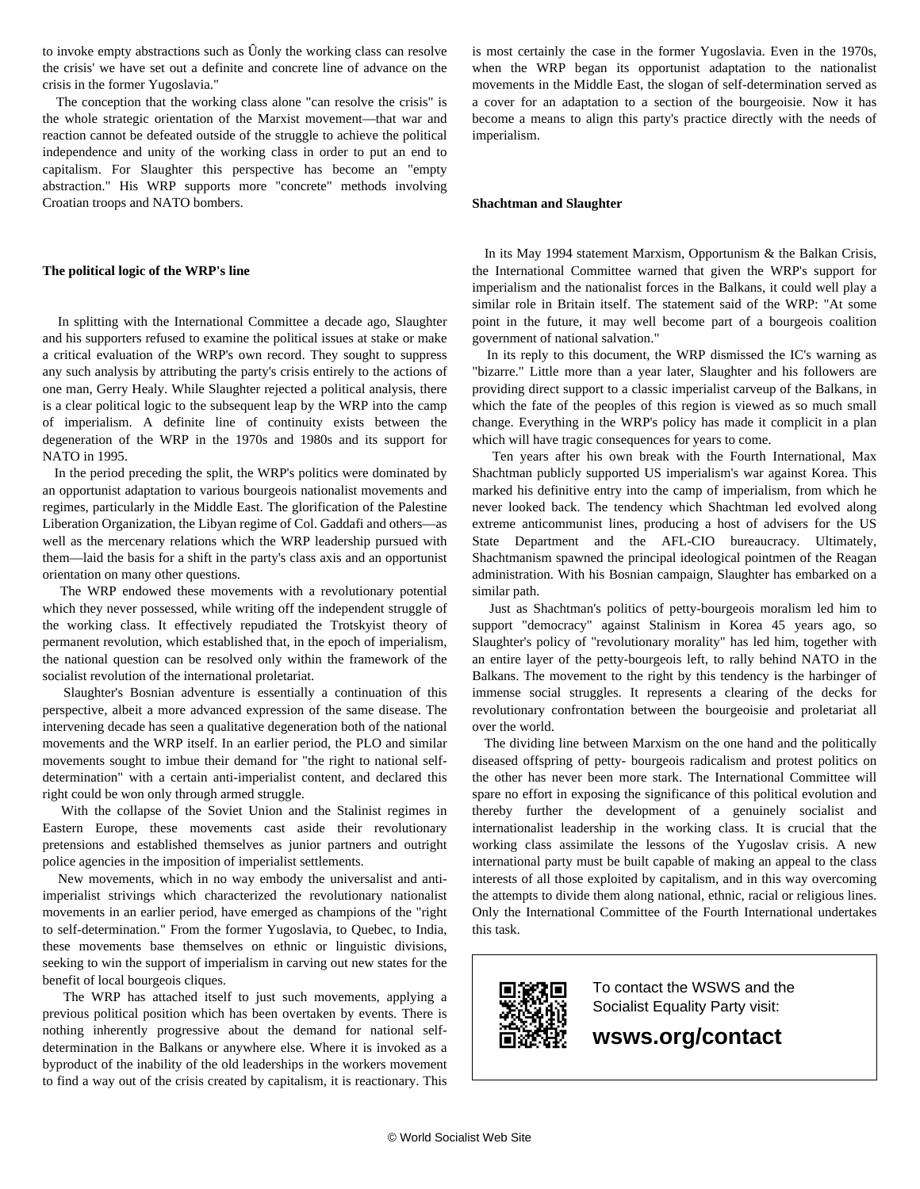to invoke empty abstractions such as Ûonly the working class can resolve the crisis' we have set out a definite and concrete line of advance on the crisis in the former Yugoslavia."

The conception that the working class alone "can resolve the crisis" is the whole strategic orientation of the Marxist movement—that war and reaction cannot be defeated outside of the struggle to achieve the political independence and unity of the working class in order to put an end to capitalism. For Slaughter this perspective has become an "empty abstraction." His WRP supports more "concrete" methods involving Croatian troops and NATO bombers.

**The political logic of the WRP's line**

In splitting with the International Committee a decade ago, Slaughter and his supporters refused to examine the political issues at stake or make a critical evaluation of the WRP's own record. They sought to suppress any such analysis by attributing the party's crisis entirely to the actions of one man, Gerry Healy. While Slaughter rejected a political analysis, there is a clear political logic to the subsequent leap by the WRP into the camp of imperialism. A definite line of continuity exists between the degeneration of the WRP in the 1970s and 1980s and its support for NATO in 1995.

In the period preceding the split, the WRP's politics were dominated by an opportunist adaptation to various bourgeois nationalist movements and regimes, particularly in the Middle East. The glorification of the Palestine Liberation Organization, the Libyan regime of Col. Gaddafi and others—as well as the mercenary relations which the WRP leadership pursued with them—laid the basis for a shift in the party's class axis and an opportunist orientation on many other questions.

The WRP endowed these movements with a revolutionary potential which they never possessed, while writing off the independent struggle of the working class. It effectively repudiated the Trotskyist theory of permanent revolution, which established that, in the epoch of imperialism, the national question can be resolved only within the framework of the socialist revolution of the international proletariat.

Slaughter's Bosnian adventure is essentially a continuation of this perspective, albeit a more advanced expression of the same disease. The intervening decade has seen a qualitative degeneration both of the national movements and the WRP itself. In an earlier period, the PLO and similar movements sought to imbue their demand for "the right to national self-determination" with a certain anti-imperialist content, and declared this right could be won only through armed struggle.

With the collapse of the Soviet Union and the Stalinist regimes in Eastern Europe, these movements cast aside their revolutionary pretensions and established themselves as junior partners and outright police agencies in the imposition of imperialist settlements.

New movements, which in no way embody the universalist and anti-imperialist strivings which characterized the revolutionary nationalist movements in an earlier period, have emerged as champions of the "right to self-determination." From the former Yugoslavia, to Quebec, to India, these movements base themselves on ethnic or linguistic divisions, seeking to win the support of imperialism in carving out new states for the benefit of local bourgeois cliques.

The WRP has attached itself to just such movements, applying a previous political position which has been overtaken by events. There is nothing inherently progressive about the demand for national self-determination in the Balkans or anywhere else. Where it is invoked as a byproduct of the inability of the old leaderships in the workers movement to find a way out of the crisis created by capitalism, it is reactionary. This is most certainly the case in the former Yugoslavia. Even in the 1970s, when the WRP began its opportunist adaptation to the nationalist movements in the Middle East, the slogan of self-determination served as a cover for an adaptation to a section of the bourgeoisie. Now it has become a means to align this party's practice directly with the needs of imperialism.

**Shachtman and Slaughter**

In its May 1994 statement Marxism, Opportunism & the Balkan Crisis, the International Committee warned that given the WRP's support for imperialism and the nationalist forces in the Balkans, it could well play a similar role in Britain itself. The statement said of the WRP: "At some point in the future, it may well become part of a bourgeois coalition government of national salvation."

In its reply to this document, the WRP dismissed the IC's warning as "bizarre." Little more than a year later, Slaughter and his followers are providing direct support to a classic imperialist carveup of the Balkans, in which the fate of the peoples of this region is viewed as so much small change. Everything in the WRP's policy has made it complicit in a plan which will have tragic consequences for years to come.

Ten years after his own break with the Fourth International, Max Shachtman publicly supported US imperialism's war against Korea. This marked his definitive entry into the camp of imperialism, from which he never looked back. The tendency which Shachtman led evolved along extreme anticommunist lines, producing a host of advisers for the US State Department and the AFL-CIO bureaucracy. Ultimately, Shachtmanism spawned the principal ideological pointmen of the Reagan administration. With his Bosnian campaign, Slaughter has embarked on a similar path.

Just as Shachtman's politics of petty-bourgeois moralism led him to support "democracy" against Stalinism in Korea 45 years ago, so Slaughter's policy of "revolutionary morality" has led him, together with an entire layer of the petty-bourgeois left, to rally behind NATO in the Balkans. The movement to the right by this tendency is the harbinger of immense social struggles. It represents a clearing of the decks for revolutionary confrontation between the bourgeoisie and proletariat all over the world.

The dividing line between Marxism on the one hand and the politically diseased offspring of petty- bourgeois radicalism and protest politics on the other has never been more stark. The International Committee will spare no effort in exposing the significance of this political evolution and thereby further the development of a genuinely socialist and internationalist leadership in the working class. It is crucial that the working class assimilate the lessons of the Yugoslav crisis. A new international party must be built capable of making an appeal to the class interests of all those exploited by capitalism, and in this way overcoming the attempts to divide them along national, ethnic, racial or religious lines. Only the International Committee of the Fourth International undertakes this task.

To contact the WSWS and the Socialist Equality Party visit:

**wsws.org/contact**